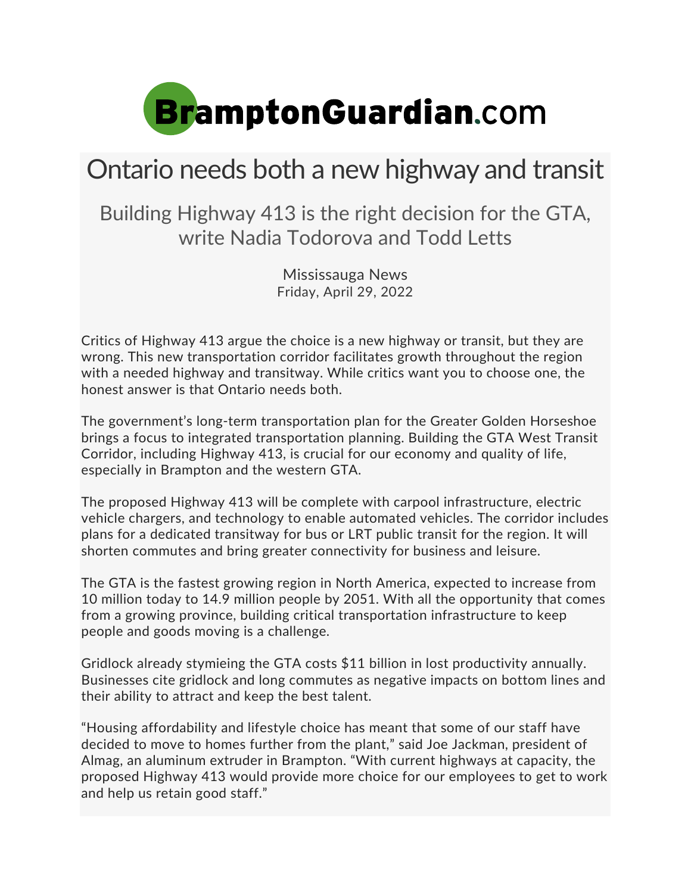BramptonGuardian.com

# Ontario needs both a new highway and transit

## Building Highway 413 is the right decision for the GTA, write Nadia Todorova and Todd Letts

Mississauga News
Friday, April 29, 2022

Critics of Highway 413 argue the choice is a new highway or transit, but they are wrong. This new transportation corridor facilitates growth throughout the region with a needed highway and transitway. While critics want you to choose one, the honest answer is that Ontario needs both.

The government's long-term transportation plan for the Greater Golden Horseshoe brings a focus to integrated transportation planning. Building the GTA West Transit Corridor, including Highway 413, is crucial for our economy and quality of life, especially in Brampton and the western GTA.

The proposed Highway 413 will be complete with carpool infrastructure, electric vehicle chargers, and technology to enable automated vehicles. The corridor includes plans for a dedicated transitway for bus or LRT public transit for the region. It will shorten commutes and bring greater connectivity for business and leisure.

The GTA is the fastest growing region in North America, expected to increase from 10 million today to 14.9 million people by 2051. With all the opportunity that comes from a growing province, building critical transportation infrastructure to keep people and goods moving is a challenge.

Gridlock already stymieing the GTA costs $11 billion in lost productivity annually. Businesses cite gridlock and long commutes as negative impacts on bottom lines and their ability to attract and keep the best talent.

"Housing affordability and lifestyle choice has meant that some of our staff have decided to move to homes further from the plant," said Joe Jackman, president of Almag, an aluminum extruder in Brampton. "With current highways at capacity, the proposed Highway 413 would provide more choice for our employees to get to work and help us retain good staff."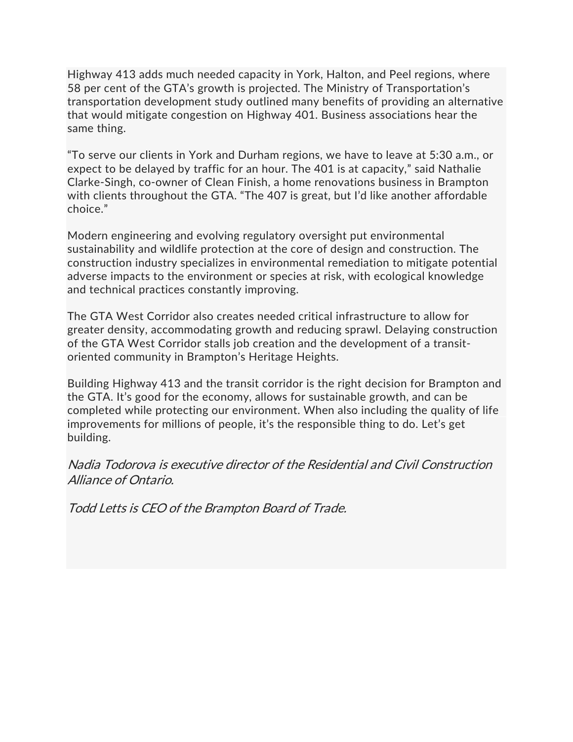Highway 413 adds much needed capacity in York, Halton, and Peel regions, where 58 per cent of the GTA's growth is projected. The Ministry of Transportation's transportation development study outlined many benefits of providing an alternative that would mitigate congestion on Highway 401. Business associations hear the same thing.

"To serve our clients in York and Durham regions, we have to leave at 5:30 a.m., or expect to be delayed by traffic for an hour. The 401 is at capacity," said Nathalie Clarke-Singh, co-owner of Clean Finish, a home renovations business in Brampton with clients throughout the GTA. "The 407 is great, but I'd like another affordable choice."

Modern engineering and evolving regulatory oversight put environmental sustainability and wildlife protection at the core of design and construction. The construction industry specializes in environmental remediation to mitigate potential adverse impacts to the environment or species at risk, with ecological knowledge and technical practices constantly improving.

The GTA West Corridor also creates needed critical infrastructure to allow for greater density, accommodating growth and reducing sprawl. Delaying construction of the GTA West Corridor stalls job creation and the development of a transit-oriented community in Brampton's Heritage Heights.

Building Highway 413 and the transit corridor is the right decision for Brampton and the GTA. It's good for the economy, allows for sustainable growth, and can be completed while protecting our environment. When also including the quality of life improvements for millions of people, it's the responsible thing to do. Let's get building.

*Nadia Todorova is executive director of the Residential and Civil Construction Alliance of Ontario.*

*Todd Letts is CEO of the Brampton Board of Trade.*